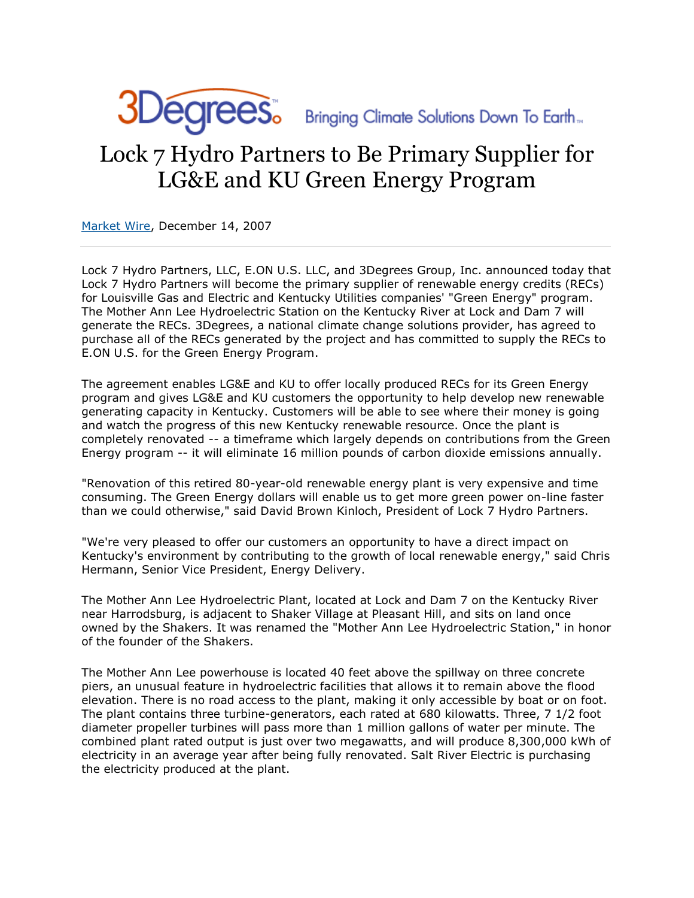3Degrees™ Bringing Climate Solutions Down To Earth™

# Lock 7 Hydro Partners to Be Primary Supplier for LG&E and KU Green Energy Program

Market Wire, December 14, 2007

Lock 7 Hydro Partners, LLC, E.ON U.S. LLC, and 3Degrees Group, Inc. announced today that Lock 7 Hydro Partners will become the primary supplier of renewable energy credits (RECs) for Louisville Gas and Electric and Kentucky Utilities companies' "Green Energy" program. The Mother Ann Lee Hydroelectric Station on the Kentucky River at Lock and Dam 7 will generate the RECs. 3Degrees, a national climate change solutions provider, has agreed to purchase all of the RECs generated by the project and has committed to supply the RECs to E.ON U.S. for the Green Energy Program.

The agreement enables LG&E and KU to offer locally produced RECs for its Green Energy program and gives LG&E and KU customers the opportunity to help develop new renewable generating capacity in Kentucky. Customers will be able to see where their money is going and watch the progress of this new Kentucky renewable resource. Once the plant is completely renovated -- a timeframe which largely depends on contributions from the Green Energy program -- it will eliminate 16 million pounds of carbon dioxide emissions annually.

"Renovation of this retired 80-year-old renewable energy plant is very expensive and time consuming. The Green Energy dollars will enable us to get more green power on-line faster than we could otherwise," said David Brown Kinloch, President of Lock 7 Hydro Partners.

"We're very pleased to offer our customers an opportunity to have a direct impact on Kentucky's environment by contributing to the growth of local renewable energy," said Chris Hermann, Senior Vice President, Energy Delivery.

The Mother Ann Lee Hydroelectric Plant, located at Lock and Dam 7 on the Kentucky River near Harrodsburg, is adjacent to Shaker Village at Pleasant Hill, and sits on land once owned by the Shakers. It was renamed the "Mother Ann Lee Hydroelectric Station," in honor of the founder of the Shakers.

The Mother Ann Lee powerhouse is located 40 feet above the spillway on three concrete piers, an unusual feature in hydroelectric facilities that allows it to remain above the flood elevation. There is no road access to the plant, making it only accessible by boat or on foot. The plant contains three turbine-generators, each rated at 680 kilowatts. Three, 7 1/2 foot diameter propeller turbines will pass more than 1 million gallons of water per minute. The combined plant rated output is just over two megawatts, and will produce 8,300,000 kWh of electricity in an average year after being fully renovated. Salt River Electric is purchasing the electricity produced at the plant.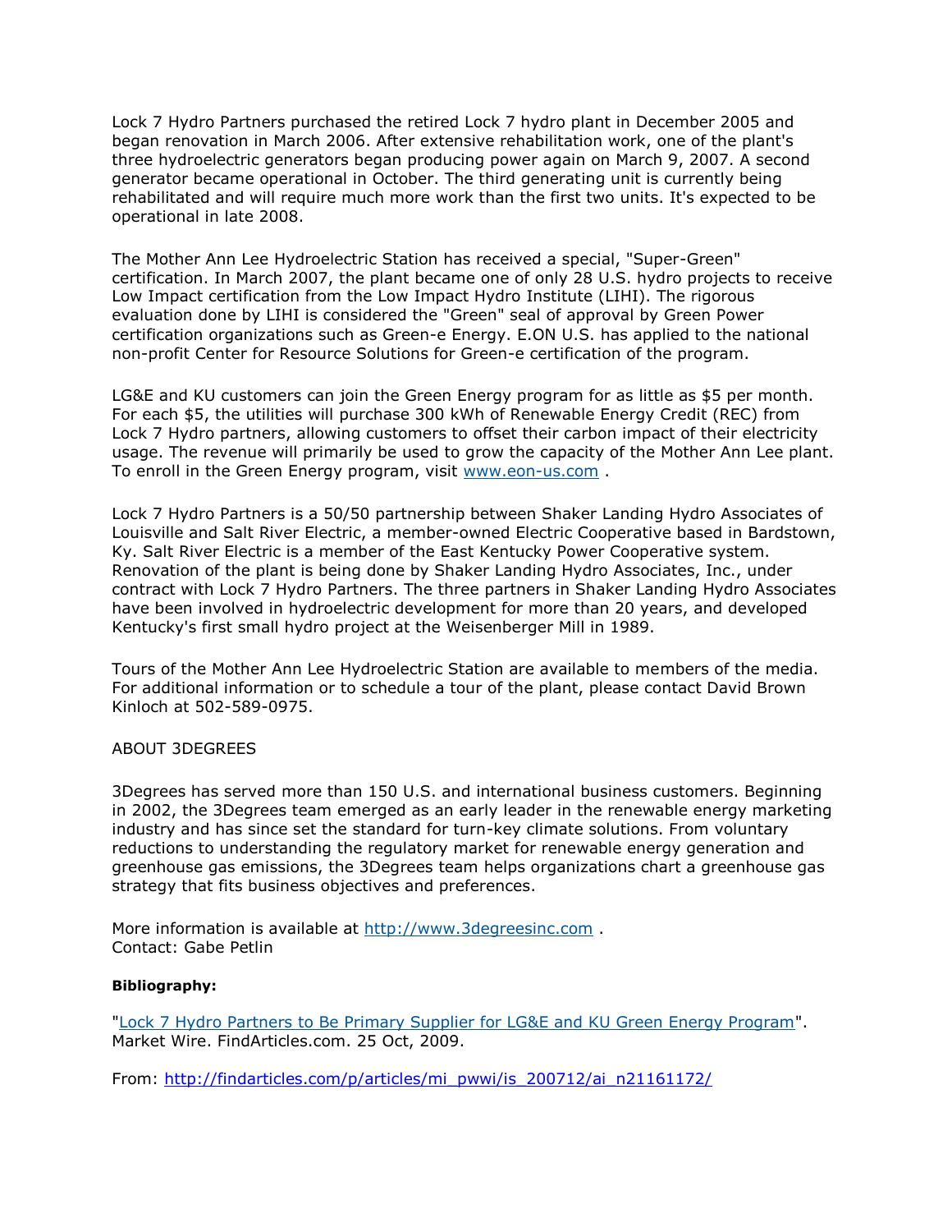Lock 7 Hydro Partners purchased the retired Lock 7 hydro plant in December 2005 and began renovation in March 2006. After extensive rehabilitation work, one of the plant's three hydroelectric generators began producing power again on March 9, 2007. A second generator became operational in October. The third generating unit is currently being rehabilitated and will require much more work than the first two units. It's expected to be operational in late 2008.

The Mother Ann Lee Hydroelectric Station has received a special, "Super-Green" certification. In March 2007, the plant became one of only 28 U.S. hydro projects to receive Low Impact certification from the Low Impact Hydro Institute (LIHI). The rigorous evaluation done by LIHI is considered the "Green" seal of approval by Green Power certification organizations such as Green-e Energy. E.ON U.S. has applied to the national non-profit Center for Resource Solutions for Green-e certification of the program.

LG&E and KU customers can join the Green Energy program for as little as $5 per month. For each $5, the utilities will purchase 300 kWh of Renewable Energy Credit (REC) from Lock 7 Hydro partners, allowing customers to offset their carbon impact of their electricity usage. The revenue will primarily be used to grow the capacity of the Mother Ann Lee plant. To enroll in the Green Energy program, visit [www.eon-us.com](http://www.eon-us.com) .

Lock 7 Hydro Partners is a 50/50 partnership between Shaker Landing Hydro Associates of Louisville and Salt River Electric, a member-owned Electric Cooperative based in Bardstown, Ky. Salt River Electric is a member of the East Kentucky Power Cooperative system. Renovation of the plant is being done by Shaker Landing Hydro Associates, Inc., under contract with Lock 7 Hydro Partners. The three partners in Shaker Landing Hydro Associates have been involved in hydroelectric development for more than 20 years, and developed Kentucky's first small hydro project at the Weisenberger Mill in 1989.

Tours of the Mother Ann Lee Hydroelectric Station are available to members of the media. For additional information or to schedule a tour of the plant, please contact David Brown Kinloch at 502-589-0975.

ABOUT 3DEGREES

3Degrees has served more than 150 U.S. and international business customers. Beginning in 2002, the 3Degrees team emerged as an early leader in the renewable energy marketing industry and has since set the standard for turn-key climate solutions. From voluntary reductions to understanding the regulatory market for renewable energy generation and greenhouse gas emissions, the 3Degrees team helps organizations chart a greenhouse gas strategy that fits business objectives and preferences.

More information is available at [http://www.3degreesinc.com](http://www.3degreesinc.com) .
Contact: Gabe Petlin

**Bibliography:**

"[Lock 7 Hydro Partners to Be Primary Supplier for LG&E and KU Green Energy Program](http://findarticles.com/p/articles/mi_pwwi/is_200712/ai_n21161172/)". Market Wire. FindArticles.com. 25 Oct, 2009.

From: [http://findarticles.com/p/articles/mi_pwwi/is_200712/ai_n21161172/](http://findarticles.com/p/articles/mi_pwwi/is_200712/ai_n21161172/)